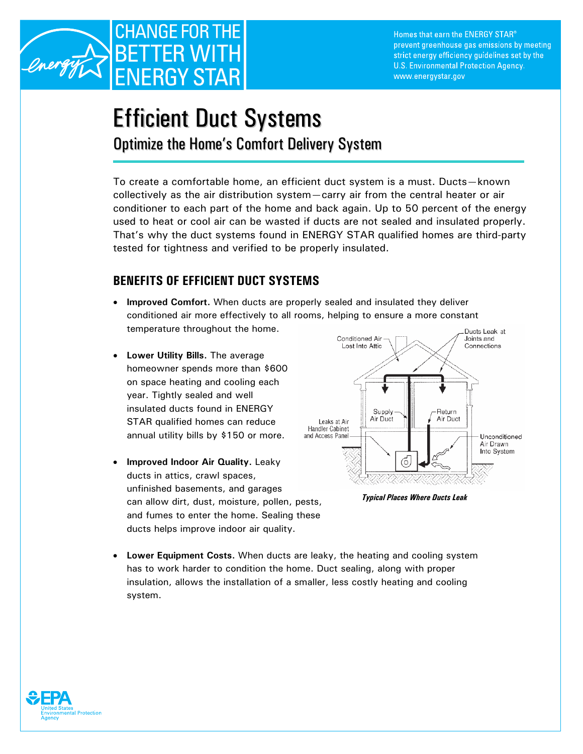# CHANGE FOR THE BETTER WITH ENERGY STAR

Homes that earn the ENERGY STAR® prevent greenhouse gas emissions by meeting strict energy efficiency guidelines set by the U.S. Environmental Protection Agency. www.energystar.gov

# Efficient Duct Systems

## Optimize the Home's Comfort Delivery System

To create a comfortable home, an efficient duct system is a must. Ducts—known collectively as the air distribution system—carry air from the central heater or air conditioner to each part of the home and back again. Up to 50 percent of the energy used to heat or cool air can be wasted if ducts are not sealed and insulated properly. That's why the duct systems found in ENERGY STAR qualified homes are third-party tested for tightness and verified to be properly insulated.

### BENEFITS OF EFFICIENT DUCT SYSTEMS

- **Improved Comfort.** When ducts are properly sealed and insulated they deliver conditioned air more effectively to all rooms, helping to ensure a more constant temperature throughout the home.
- **Lower Utility Bills.** The average homeowner spends more than $600 on space heating and cooling each year. Tightly sealed and well insulated ducts found in ENERGY STAR qualified homes can reduce annual utility bills by $150 or more.
- **Improved Indoor Air Quality.** Leaky ducts in attics, crawl spaces, unfinished basements, and garages can allow dirt, dust, moisture, pollen, pests, and fumes to enter the home. Sealing these ducts helps improve indoor air quality.
- **Lower Equipment Costs.** When ducts are leaky, the heating and cooling system has to work harder to condition the home. Duct sealing, along with proper insulation, allows the installation of a smaller, less costly heating and cooling system.

Conditioned Air Lost Into Attic; Ducts Leak at Joints and Connections; Supply Air Duct; Return Air Duct; Leaks at Air Handler Cabinet and Access Panel; Unconditioned Air Drawn Into System

*Typical Places Where Ducts Leak*

United States Environmental Protection Agency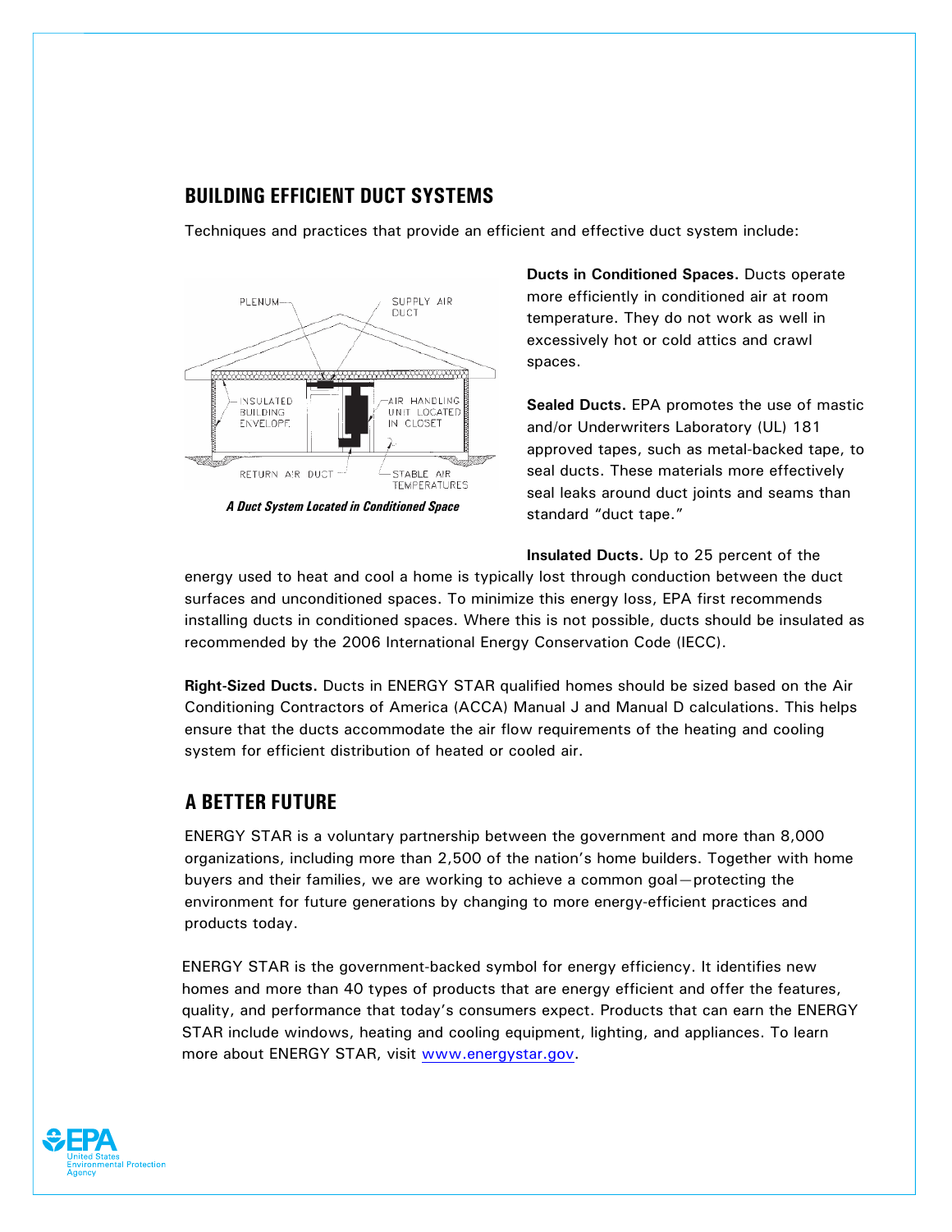## BUILDING EFFICIENT DUCT SYSTEMS

Techniques and practices that provide an efficient and effective duct system include:

PLENUM

SUPPLY AIR DUCT

INSULATED BUILDING ENVELOPE

AIR HANDLING UNIT LOCATED IN CLOSET

RETURN AIR DUCT

STABLE AIR TEMPERATURES

***A Duct System Located in Conditioned Space***

**Ducts in Conditioned Spaces.** Ducts operate more efficiently in conditioned air at room temperature. They do not work as well in excessively hot or cold attics and crawl spaces.

**Sealed Ducts.** EPA promotes the use of mastic and/or Underwriters Laboratory (UL) 181 approved tapes, such as metal-backed tape, to seal ducts. These materials more effectively seal leaks around duct joints and seams than standard "duct tape."

**Insulated Ducts.** Up to 25 percent of the energy used to heat and cool a home is typically lost through conduction between the duct surfaces and unconditioned spaces. To minimize this energy loss, EPA first recommends installing ducts in conditioned spaces. Where this is not possible, ducts should be insulated as recommended by the 2006 International Energy Conservation Code (IECC).

**Right-Sized Ducts.** Ducts in ENERGY STAR qualified homes should be sized based on the Air Conditioning Contractors of America (ACCA) Manual J and Manual D calculations. This helps ensure that the ducts accommodate the air flow requirements of the heating and cooling system for efficient distribution of heated or cooled air.

## A BETTER FUTURE

ENERGY STAR is a voluntary partnership between the government and more than 8,000 organizations, including more than 2,500 of the nation's home builders. Together with home buyers and their families, we are working to achieve a common goal—protecting the environment for future generations by changing to more energy-efficient practices and products today.

ENERGY STAR is the government-backed symbol for energy efficiency. It identifies new homes and more than 40 types of products that are energy efficient and offer the features, quality, and performance that today's consumers expect. Products that can earn the ENERGY STAR include windows, heating and cooling equipment, lighting, and appliances. To learn more about ENERGY STAR, visit www.energystar.gov.